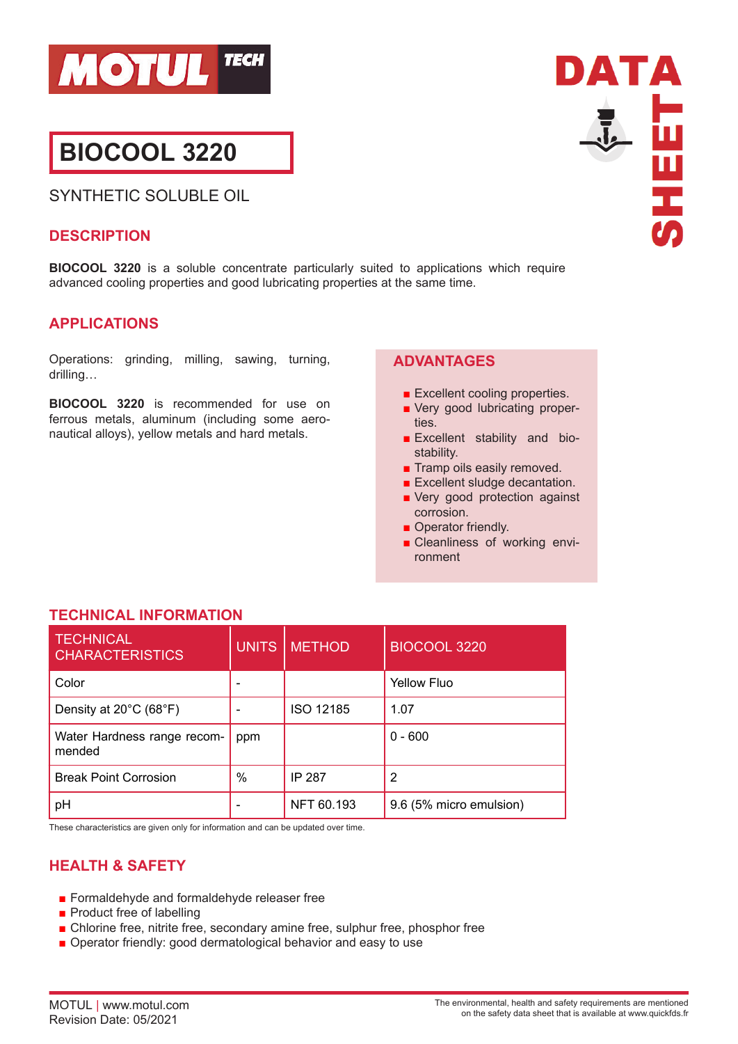# BIOCOOL 3220

SYNTHETIC SOLUBLE OIL

## DESCRIPTION

**BIOCOOL 3220** is a soluble concentrate particularly suited to applications which require advanced cooling properties and good lubricating properties at the same time.

## APPLICATIONS

Operations: grinding, milling, sawing, turning, drilling…

**BIOCOOL 3220** is recommended for use on ferrous metals, aluminum (including some aeronautical alloys), yellow metals and hard metals.

## ADVANTAGES

- Excellent cooling properties.
- Very good lubricating properties.
- Excellent stability and biostability.
- Tramp oils easily removed.
- Excellent sludge decantation.
- Very good protection against corrosion.
- Operator friendly.
- Cleanliness of working environment

## TECHNICAL INFORMATION

| TECHNICAL CHARACTERISTICS | UNITS | METHOD | BIOCOOL 3220 |
|---|---|---|---|
| Color | - | | Yellow Fluo |
| Density at 20°C (68°F) | - | ISO 12185 | 1.07 |
| Water Hardness range recommended | ppm | | 0 - 600 |
| Break Point Corrosion | % | IP 287 | 2 |
| pH | - | NFT 60.193 | 9.6 (5% micro emulsion) |

These characteristics are given only for information and can be updated over time.

## HEALTH & SAFETY

- Formaldehyde and formaldehyde releaser free
- Product free of labelling
- Chlorine free, nitrite free, secondary amine free, sulphur free, phosphor free
- Operator friendly: good dermatological behavior and easy to use

MOTUL | www.motul.com
Revision Date: 05/2021

The environmental, health and safety requirements are mentioned on the safety data sheet that is available at www.quickfds.fr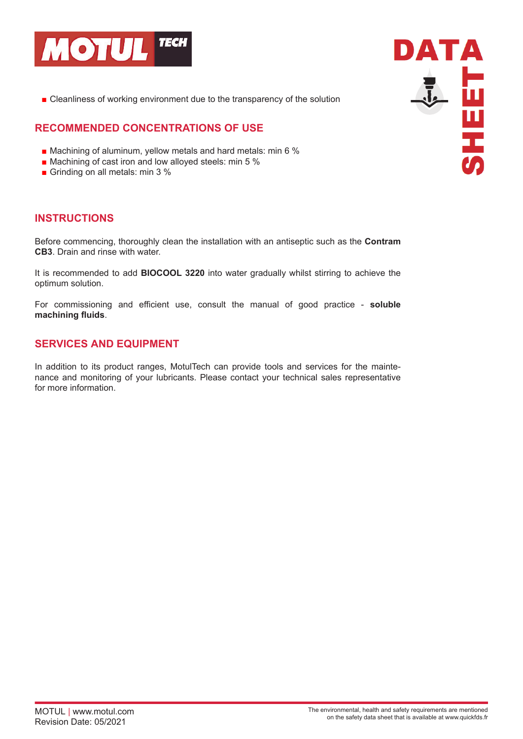- Cleanliness of working environment due to the transparency of the solution

## RECOMMENDED CONCENTRATIONS OF USE

- Machining of aluminum, yellow metals and hard metals: min 6 %
- Machining of cast iron and low alloyed steels: min 5 %
- Grinding on all metals: min 3 %

## INSTRUCTIONS

Before commencing, thoroughly clean the installation with an antiseptic such as the **Contram CB3**. Drain and rinse with water.

It is recommended to add **BIOCOOL 3220** into water gradually whilst stirring to achieve the optimum solution.

For commissioning and efficient use, consult the manual of good practice - **soluble machining fluids**.

## SERVICES AND EQUIPMENT

In addition to its product ranges, MotulTech can provide tools and services for the maintenance and monitoring of your lubricants. Please contact your technical sales representative for more information.

MOTUL | www.motul.com
Revision Date: 05/2021

The environmental, health and safety requirements are mentioned on the safety data sheet that is available at www.quickfds.fr